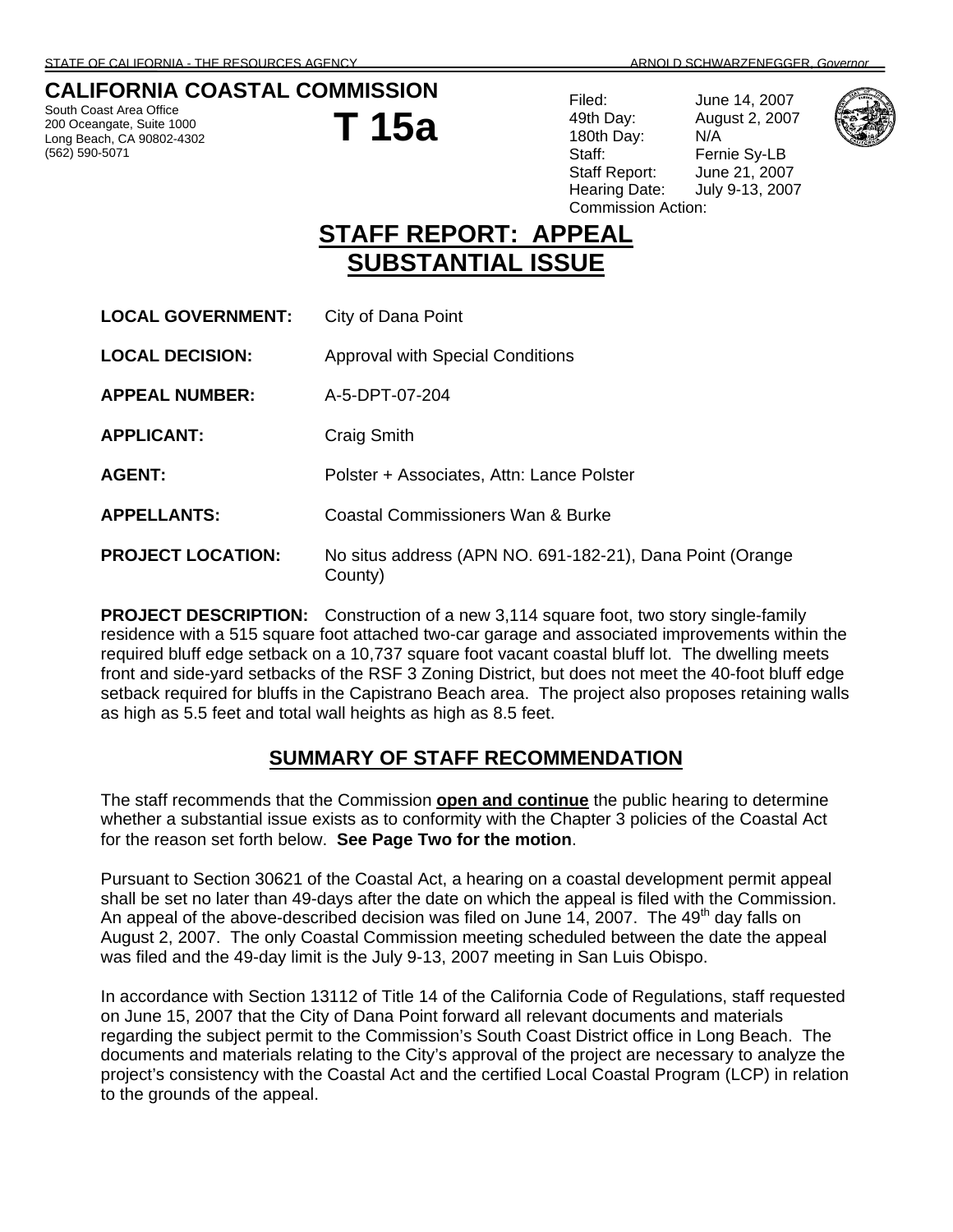STATE OF CALIFORNIA - THE RESOURCES AGENCY ARNOLD SCHWARZENEGGER, *Governor*

# CALIFORNIA COASTAL COMMISSION

South Coast Area Office
200 Oceangate, Suite 1000
Long Beach, CA 90802-4302
(562) 590-5071

# T 15a

| | |
|---|---|
| Filed: | June 14, 2007 |
| 49th Day: | August 2, 2007 |
| 180th Day: | N/A |
| Staff: | Fernie Sy-LB |
| Staff Report: | June 21, 2007 |
| Hearing Date: | July 9-13, 2007 |
| Commission Action: | |

## STAFF REPORT: APPEAL SUBSTANTIAL ISSUE

**LOCAL GOVERNMENT:** City of Dana Point

**LOCAL DECISION:** Approval with Special Conditions

**APPEAL NUMBER:** A-5-DPT-07-204

**APPLICANT:** Craig Smith

**AGENT:** Polster + Associates, Attn: Lance Polster

**APPELLANTS:** Coastal Commissioners Wan & Burke

**PROJECT LOCATION:** No situs address (APN NO. 691-182-21), Dana Point (Orange County)

**PROJECT DESCRIPTION:** Construction of a new 3,114 square foot, two story single-family residence with a 515 square foot attached two-car garage and associated improvements within the required bluff edge setback on a 10,737 square foot vacant coastal bluff lot. The dwelling meets front and side-yard setbacks of the RSF 3 Zoning District, but does not meet the 40-foot bluff edge setback required for bluffs in the Capistrano Beach area. The project also proposes retaining walls as high as 5.5 feet and total wall heights as high as 8.5 feet.

## SUMMARY OF STAFF RECOMMENDATION

The staff recommends that the Commission **open and continue** the public hearing to determine whether a substantial issue exists as to conformity with the Chapter 3 policies of the Coastal Act for the reason set forth below. **See Page Two for the motion**.

Pursuant to Section 30621 of the Coastal Act, a hearing on a coastal development permit appeal shall be set no later than 49-days after the date on which the appeal is filed with the Commission. An appeal of the above-described decision was filed on June 14, 2007. The 49th day falls on August 2, 2007. The only Coastal Commission meeting scheduled between the date the appeal was filed and the 49-day limit is the July 9-13, 2007 meeting in San Luis Obispo.

In accordance with Section 13112 of Title 14 of the California Code of Regulations, staff requested on June 15, 2007 that the City of Dana Point forward all relevant documents and materials regarding the subject permit to the Commission's South Coast District office in Long Beach. The documents and materials relating to the City's approval of the project are necessary to analyze the project's consistency with the Coastal Act and the certified Local Coastal Program (LCP) in relation to the grounds of the appeal.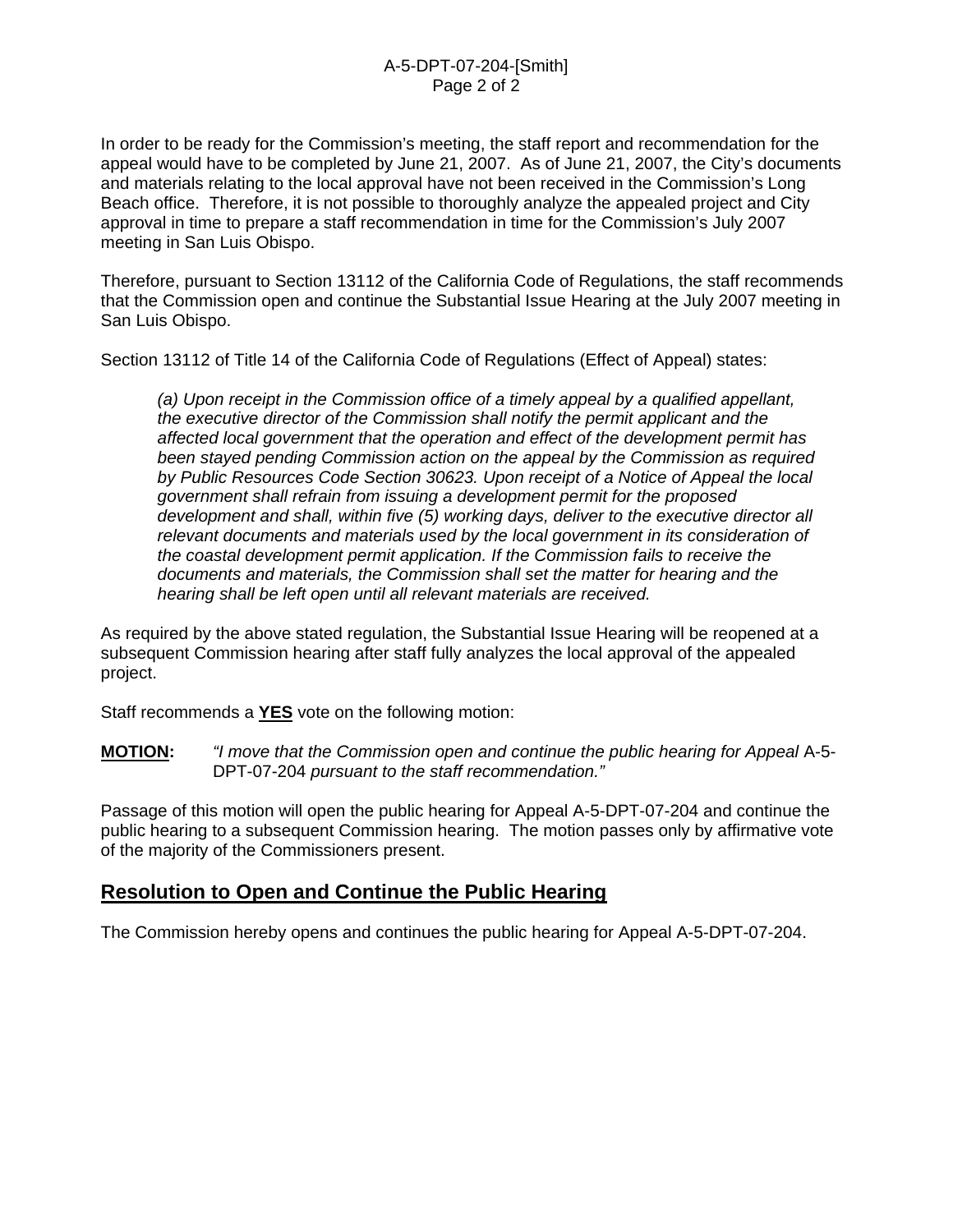In order to be ready for the Commission's meeting, the staff report and recommendation for the appeal would have to be completed by June 21, 2007. As of June 21, 2007, the City's documents and materials relating to the local approval have not been received in the Commission's Long Beach office. Therefore, it is not possible to thoroughly analyze the appealed project and City approval in time to prepare a staff recommendation in time for the Commission's July 2007 meeting in San Luis Obispo.

Therefore, pursuant to Section 13112 of the California Code of Regulations, the staff recommends that the Commission open and continue the Substantial Issue Hearing at the July 2007 meeting in San Luis Obispo.

Section 13112 of Title 14 of the California Code of Regulations (Effect of Appeal) states:

> *(a) Upon receipt in the Commission office of a timely appeal by a qualified appellant, the executive director of the Commission shall notify the permit applicant and the affected local government that the operation and effect of the development permit has been stayed pending Commission action on the appeal by the Commission as required by Public Resources Code Section 30623. Upon receipt of a Notice of Appeal the local government shall refrain from issuing a development permit for the proposed development and shall, within five (5) working days, deliver to the executive director all relevant documents and materials used by the local government in its consideration of the coastal development permit application. If the Commission fails to receive the documents and materials, the Commission shall set the matter for hearing and the hearing shall be left open until all relevant materials are received.*

As required by the above stated regulation, the Substantial Issue Hearing will be reopened at a subsequent Commission hearing after staff fully analyzes the local approval of the appealed project.

Staff recommends a **YES** vote on the following motion:

**MOTION:** *"I move that the Commission open and continue the public hearing for Appeal* A-5-DPT-07-204 *pursuant to the staff recommendation."*

Passage of this motion will open the public hearing for Appeal A-5-DPT-07-204 and continue the public hearing to a subsequent Commission hearing. The motion passes only by affirmative vote of the majority of the Commissioners present.

## Resolution to Open and Continue the Public Hearing

The Commission hereby opens and continues the public hearing for Appeal A-5-DPT-07-204.